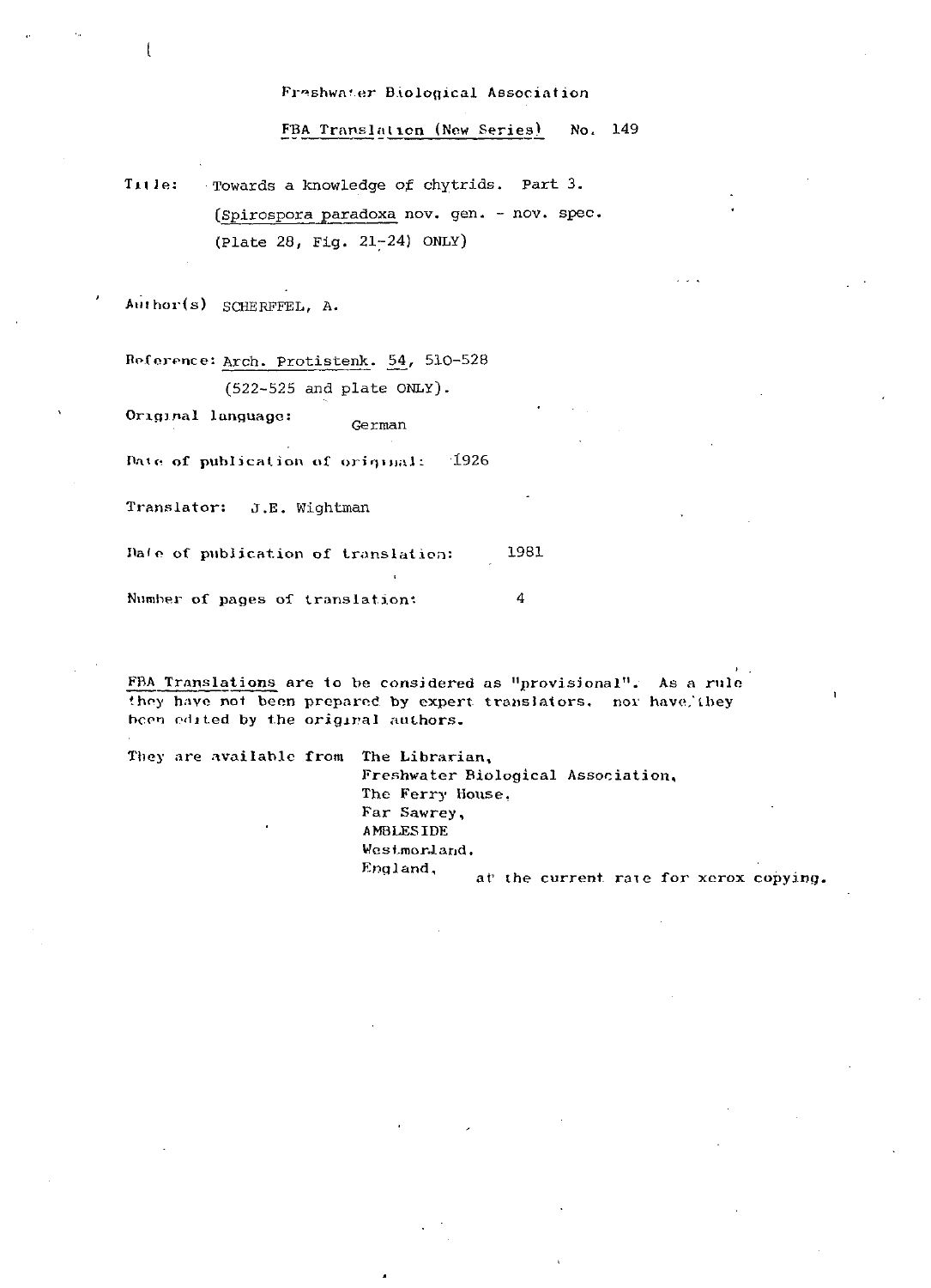Freshwater Biological Association

FBA Translation (New Series) No. 149

Title: Towards a knowledge of chytrids. Part 3.
(*Spirospora paradoxa* nov. gen. - nov. spec.
(Plate 28, Fig. 21-24) ONLY)

Author(s) SCHERFFEL, A.

Reference: Arch. Protistenk. 54, 510-528
(522-525 and plate ONLY).

Original language: German

Date of publication of original: 1926

Translator: J.E. Wightman

Date of publication of translation: 1981

Number of pages of translation: 4

FBA Translations are to be considered as "provisional". As a rule they have not been prepared by expert translators, nor have they been edited by the original authors.

They are available from The Librarian,
Freshwater Biological Association,
The Ferry House,
Far Sawrey,
AMBLESIDE
Westmorland,
England, at the current rate for xerox copying.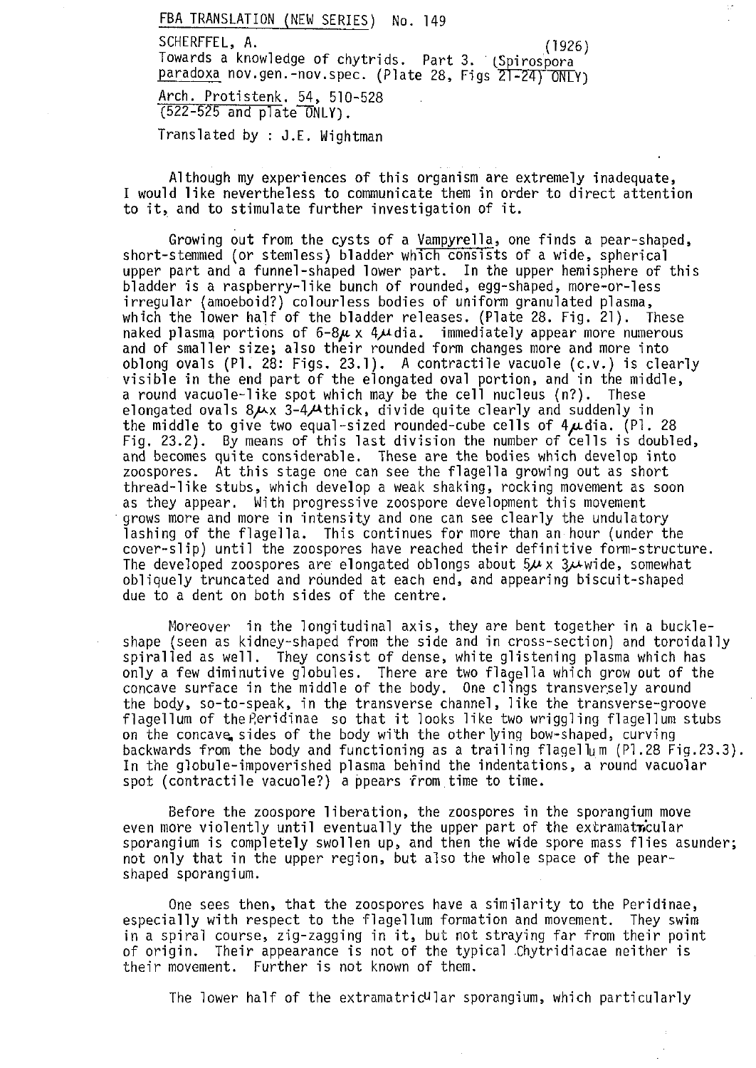FBA TRANSLATION (NEW SERIES) No. 149

SCHERFFEL, A. (1926)
Towards a knowledge of chytrids. Part 3. (Spirospora paradoxa nov.gen.-nov.spec. (Plate 28, Figs 21-24) ONLY)

Arch. Protistenk. 54, 510-528
(522-525 and plate ONLY).

Translated by : J.E. Wightman

Although my experiences of this organism are extremely inadequate, I would like nevertheless to communicate them in order to direct attention to it, and to stimulate further investigation of it.

Growing out from the cysts of a Vampyrella, one finds a pear-shaped, short-stemmed (or stemless) bladder which consists of a wide, spherical upper part and a funnel-shaped lower part. In the upper hemisphere of this bladder is a raspberry-like bunch of rounded, egg-shaped, more-or-less irregular (amoeboid?) colourless bodies of uniform granulated plasma, which the lower half of the bladder releases. (Plate 28. Fig. 21). These naked plasma portions of 6-8$\mu$ x 4$\mu$dia. immediately appear more numerous and of smaller size; also their rounded form changes more and more into oblong ovals (Pl. 28: Figs. 23.1). A contractile vacuole (c.v.) is clearly visible in the end part of the elongated oval portion, and in the middle, a round vacuole-like spot which may be the cell nucleus (n?). These elongated ovals 8$\mu$x 3-4$\mu$thick, divide quite clearly and suddenly in the middle to give two equal-sized rounded-cube cells of 4$\mu$dia. (Pl. 28 Fig. 23.2). By means of this last division the number of cells is doubled, and becomes quite considerable. These are the bodies which develop into zoospores. At this stage one can see the flagella growing out as short thread-like stubs, which develop a weak shaking, rocking movement as soon as they appear. With progressive zoospore development this movement grows more and more in intensity and one can see clearly the undulatory lashing of the flagella. This continues for more than an hour (under the cover-slip) until the zoospores have reached their definitive form-structure. The developed zoospores are elongated oblongs about 5$\mu$ x 3$\mu$wide, somewhat obliquely truncated and rounded at each end, and appearing biscuit-shaped due to a dent on both sides of the centre.

Moreover in the longitudinal axis, they are bent together in a buckle-shape (seen as kidney-shaped from the side and in cross-section) and toroidally spiralled as well. They consist of dense, white glistening plasma which has only a few diminutive globules. There are two flagella which grow out of the concave surface in the middle of the body. One clings transversely around the body, so-to-speak, in the transverse channel, like the transverse-groove flagellum of the Peridinae so that it looks like two wriggling flagellum stubs on the concave sides of the body with the other lying bow-shaped, curving backwards from the body and functioning as a trailing flagellum (Pl.28 Fig.23.3). In the globule-impoverished plasma behind the indentations, a round vacuolar spot (contractile vacuole?) appears from time to time.

Before the zoospore liberation, the zoospores in the sporangium move even more violently until eventually the upper part of the extramatricular sporangium is completely swollen up, and then the wide spore mass flies asunder; not only that in the upper region, but also the whole space of the pear-shaped sporangium.

One sees then, that the zoospores have a similarity to the Peridinae, especially with respect to the flagellum formation and movement. They swim in a spiral course, zig-zagging in it, but not straying far from their point of origin. Their appearance is not of the typical Chytridiacae neither is their movement. Further is not known of them.

The lower half of the extramatricular sporangium, which particularly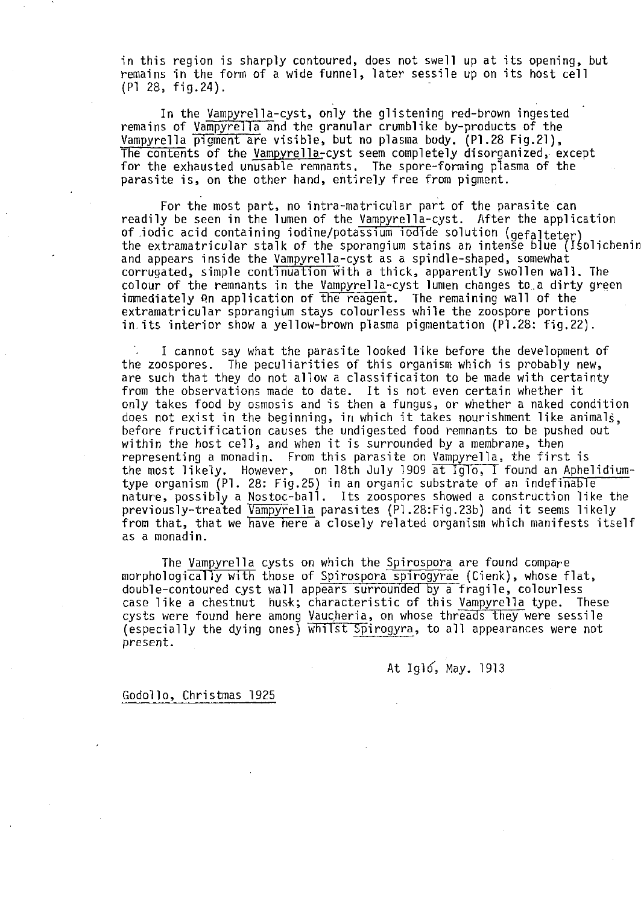in this region is sharply contoured, does not swell up at its opening, but remains in the form of a wide funnel, later sessile up on its host cell (Pl 28, fig.24).

In the Vampyrella-cyst, only the glistening red-brown ingested remains of Vampyrella and the granular crumblike by-products of the Vampyrella pigment are visible, but no plasma body. (Pl.28 Fig.21), The contents of the Vampyrella-cyst seem completely disorganized, except for the exhausted unusable remnants. The spore-forming plasma of the parasite is, on the other hand, entirely free from pigment.

For the most part, no intra-matricular part of the parasite can readily be seen in the lumen of the Vampyrella-cyst. After the application of iodic acid containing iodine/potassium iodide solution (gefalteter) the extramatricular stalk of the sporangium stains an intense blue (Isolichenin and appears inside the Vampyrella-cyst as a spindle-shaped, somewhat corrugated, simple continuation with a thick, apparently swollen wall. The colour of the remnants in the Vampyrella-cyst lumen changes to a dirty green immediately on application of the reagent. The remaining wall of the extramatricular sporangium stays colourless while the zoospore portions in its interior show a yellow-brown plasma pigmentation (Pl.28: fig.22).

I cannot say what the parasite looked like before the development of the zoospores. The peculiarities of this organism which is probably new, are such that they do not allow a classificaiton to be made with certainty from the observations made to date. It is not even certain whether it only takes food by osmosis and is then a fungus, or whether a naked condition does not exist in the beginning, in which it takes nourishment like animals, before fructification causes the undigested food remnants to be pushed out within the host cell, and when it is surrounded by a membrane, then representing a monadin. From this parasite on Vampyrella, the first is the most likely. However, on 18th July 1909 at Iglo, I found an Aphelidium-type organism (Pl. 28: Fig.25) in an organic substrate of an indefinable nature, possibly a Nostoc-ball. Its zoospores showed a construction like the previously-treated Vampyrella parasites (Pl.28:Fig.23b) and it seems likely from that, that we have here a closely related organism which manifests itself as a monadin.

The Vampyrella cysts on which the Spirospora are found compare morphologically with those of Spirospora spirogyrae (Cienk), whose flat, double-contoured cyst wall appears surrounded by a fragile, colourless case like a chestnut husk; characteristic of this Vampyrella type. These cysts were found here among Vaucheria, on whose threads they were sessile (especially the dying ones) whilst Spirogyra, to all appearances were not present.

At Igló, May. 1913

Godollo, Christmas 1925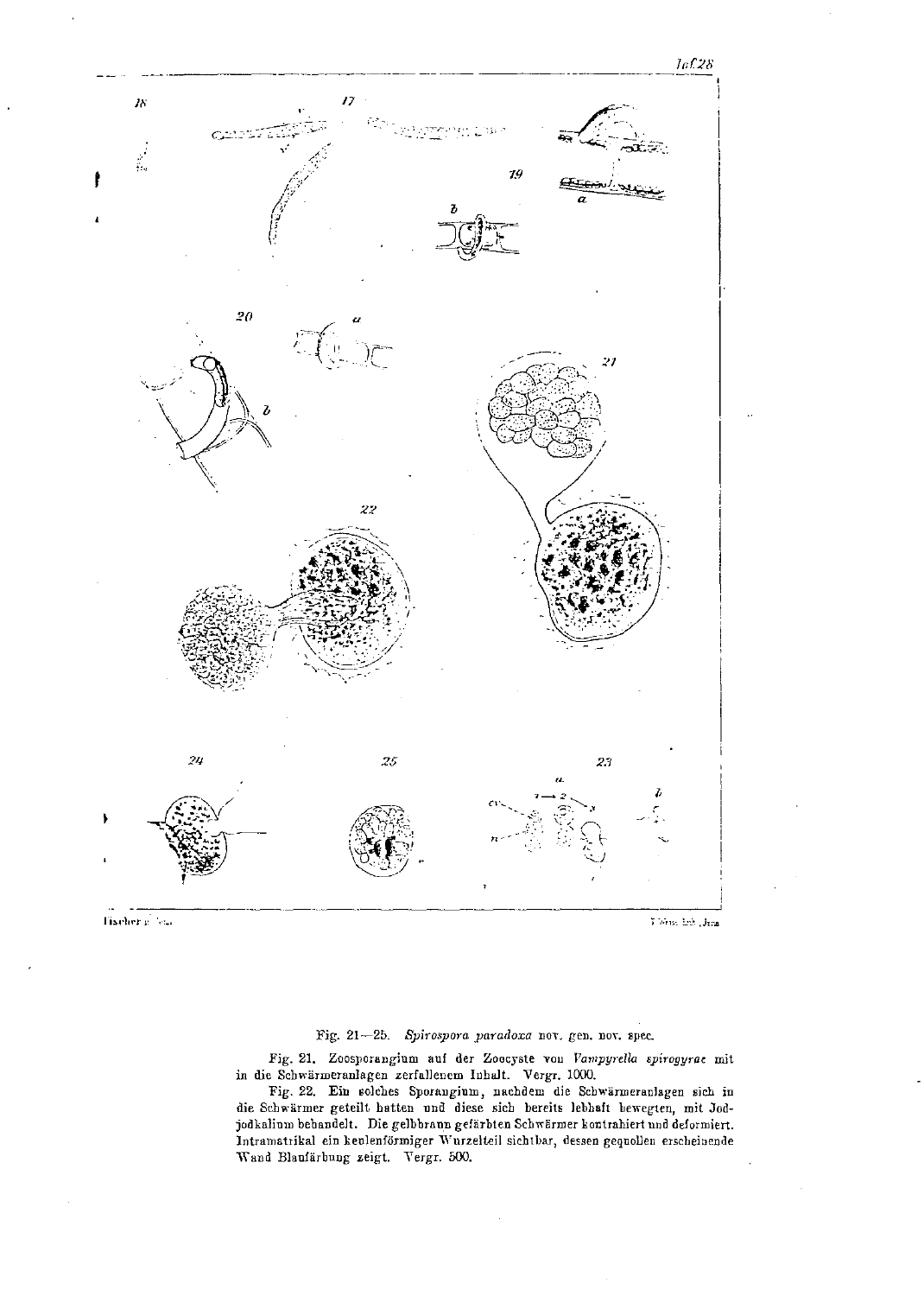Fig. 21—25. *Spirospora paradoxa* nov. gen. nov. spec.

Fig. 21. Zoosporangium auf der Zoocyste von *Vampyrella spirogyrae* mit in die Schwärmeranlagen zerfallenem Inhalt. Vergr. 1000.

Fig. 22. Ein solches Sporangium, nachdem die Schwärmeranlagen sich in die Schwärmer geteilt hatten und diese sich bereits lebhaft bewegten, mit Jodjodkalium behandelt. Die gelbbraun gefärbten Schwärmer kontrahiert und deformiert. Intramatrikal ein keulenförmiger Wurzelteil sichtbar, dessen gequollen erscheinende Wand Blaufärbung zeigt. Vergr. 500.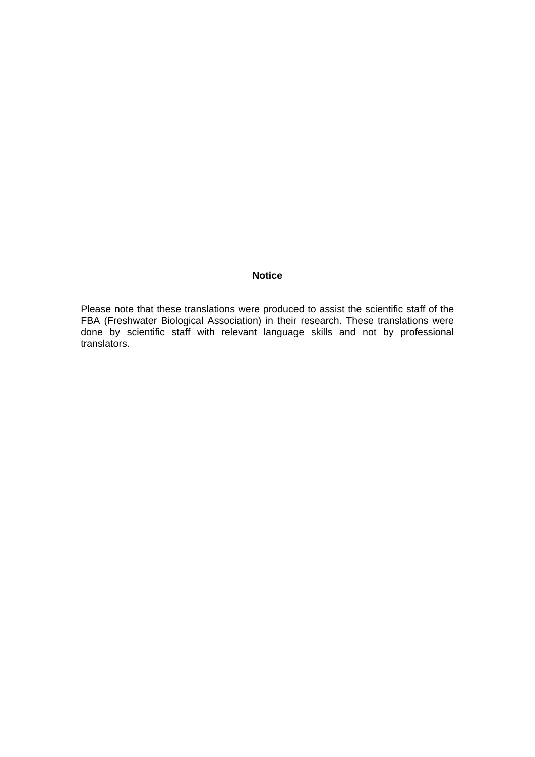**Notice**

Please note that these translations were produced to assist the scientific staff of the FBA (Freshwater Biological Association) in their research. These translations were done by scientific staff with relevant language skills and not by professional translators.